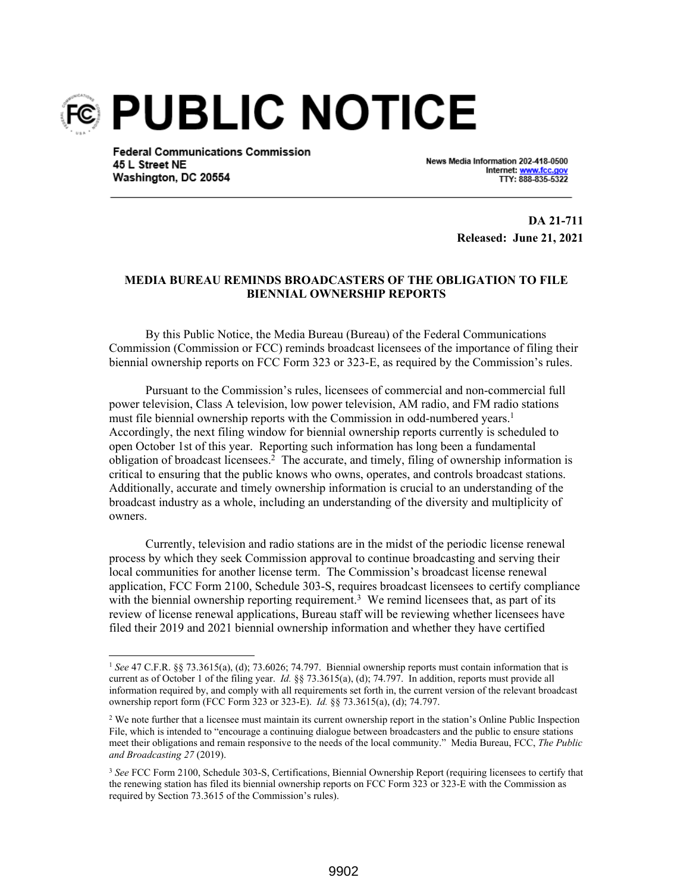# PUBLIC NOTICE

**Federal Communications Commission**
**45 L Street NE**
**Washington, DC 20554**

News Media Information 202-418-0500
Internet: www.fcc.gov
TTY: 888-835-5322

**DA 21-711**
**Released: June 21, 2021**

**MEDIA BUREAU REMINDS BROADCASTERS OF THE OBLIGATION TO FILE BIENNIAL OWNERSHIP REPORTS**

By this Public Notice, the Media Bureau (Bureau) of the Federal Communications Commission (Commission or FCC) reminds broadcast licensees of the importance of filing their biennial ownership reports on FCC Form 323 or 323-E, as required by the Commission's rules.

Pursuant to the Commission's rules, licensees of commercial and non-commercial full power television, Class A television, low power television, AM radio, and FM radio stations must file biennial ownership reports with the Commission in odd-numbered years.[1] Accordingly, the next filing window for biennial ownership reports currently is scheduled to open October 1st of this year. Reporting such information has long been a fundamental obligation of broadcast licensees.[2] The accurate, and timely, filing of ownership information is critical to ensuring that the public knows who owns, operates, and controls broadcast stations. Additionally, accurate and timely ownership information is crucial to an understanding of the broadcast industry as a whole, including an understanding of the diversity and multiplicity of owners.

Currently, television and radio stations are in the midst of the periodic license renewal process by which they seek Commission approval to continue broadcasting and serving their local communities for another license term. The Commission's broadcast license renewal application, FCC Form 2100, Schedule 303-S, requires broadcast licensees to certify compliance with the biennial ownership reporting requirement.[3] We remind licensees that, as part of its review of license renewal applications, Bureau staff will be reviewing whether licensees have filed their 2019 and 2021 biennial ownership information and whether they have certified

---

[1] *See* 47 C.F.R. §§ 73.3615(a), (d); 73.6026; 74.797. Biennial ownership reports must contain information that is current as of October 1 of the filing year. *Id.* §§ 73.3615(a), (d); 74.797. In addition, reports must provide all information required by, and comply with all requirements set forth in, the current version of the relevant broadcast ownership report form (FCC Form 323 or 323-E). *Id.* §§ 73.3615(a), (d); 74.797.

[2] We note further that a licensee must maintain its current ownership report in the station's Online Public Inspection File, which is intended to "encourage a continuing dialogue between broadcasters and the public to ensure stations meet their obligations and remain responsive to the needs of the local community." Media Bureau, FCC, *The Public and Broadcasting 27* (2019).

[3] *See* FCC Form 2100, Schedule 303-S, Certifications, Biennial Ownership Report (requiring licensees to certify that the renewing station has filed its biennial ownership reports on FCC Form 323 or 323-E with the Commission as required by Section 73.3615 of the Commission's rules).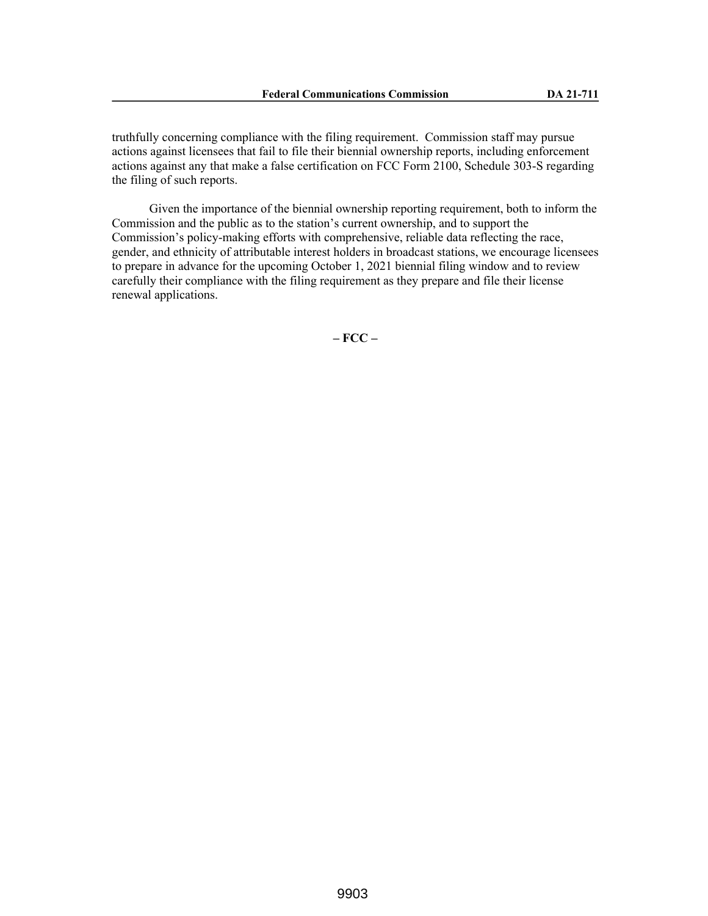truthfully concerning compliance with the filing requirement. Commission staff may pursue actions against licensees that fail to file their biennial ownership reports, including enforcement actions against any that make a false certification on FCC Form 2100, Schedule 303-S regarding the filing of such reports.

Given the importance of the biennial ownership reporting requirement, both to inform the Commission and the public as to the station's current ownership, and to support the Commission's policy-making efforts with comprehensive, reliable data reflecting the race, gender, and ethnicity of attributable interest holders in broadcast stations, we encourage licensees to prepare in advance for the upcoming October 1, 2021 biennial filing window and to review carefully their compliance with the filing requirement as they prepare and file their license renewal applications.

**– FCC –**